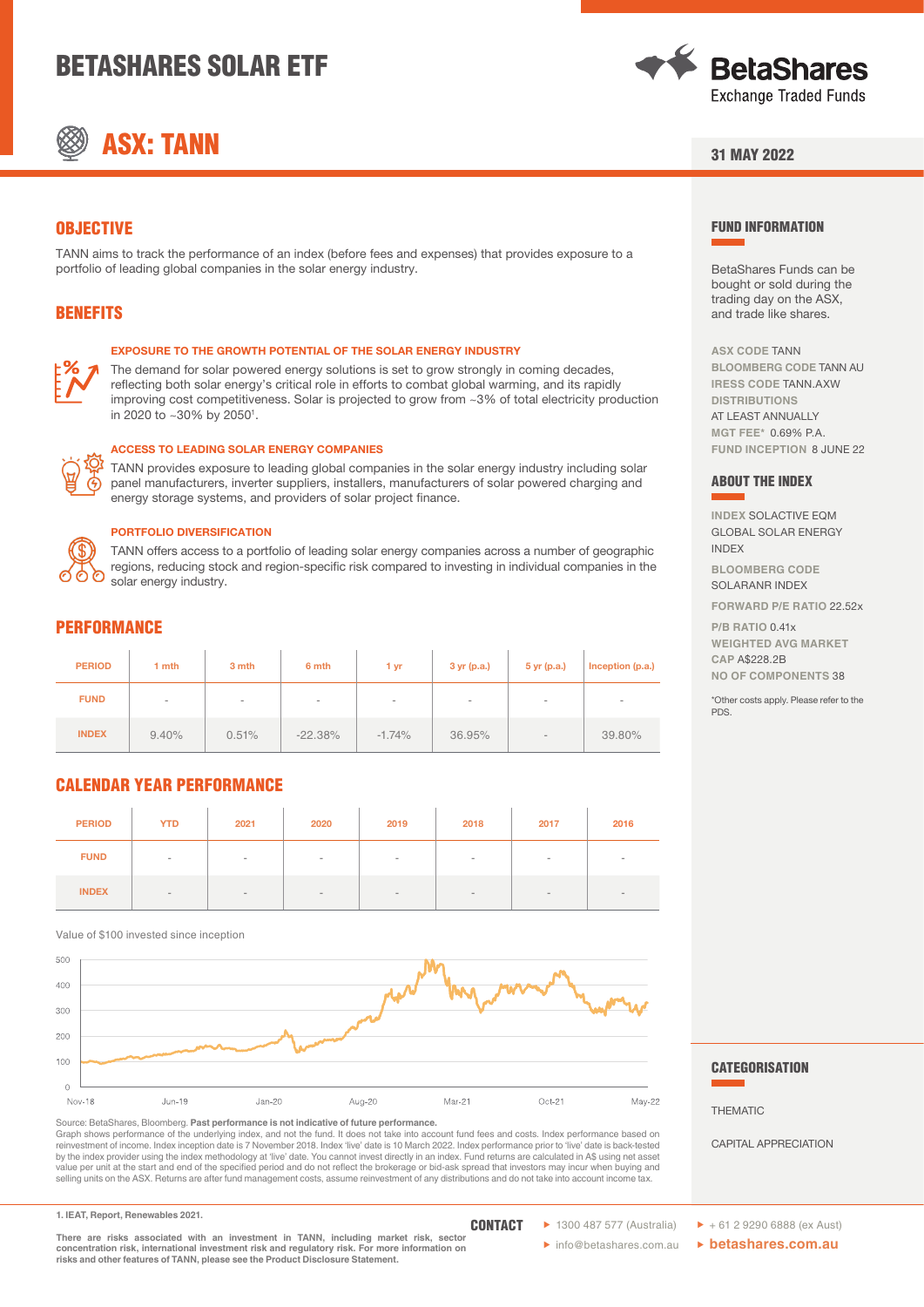# BETASHARES SOLAR ETF

## ASX: TANN

31 MAY 2022

## OBJECTIVE

TANN aims to track the performance of an index (before fees and expenses) that provides exposure to a portfolio of leading global companies in the solar energy industry.

## BENEFITS

### EXPOSURE TO THE GROWTH POTENTIAL OF THE SOLAR ENERGY INDUSTRY

The demand for solar powered energy solutions is set to grow strongly in coming decades, reflecting both solar energy's critical role in efforts to combat global warming, and its rapidly improving cost competitiveness. Solar is projected to grow from ~3% of total electricity production in 2020 to ~30% by 2050[1].

### ACCESS TO LEADING SOLAR ENERGY COMPANIES

TANN provides exposure to leading global companies in the solar energy industry including solar panel manufacturers, inverter suppliers, installers, manufacturers of solar powered charging and energy storage systems, and providers of solar project finance.

### PORTFOLIO DIVERSIFICATION

TANN offers access to a portfolio of leading solar energy companies across a number of geographic regions, reducing stock and region-specific risk compared to investing in individual companies in the solar energy industry.

## PERFORMANCE

| PERIOD | 1 mth | 3 mth | 6 mth | 1 yr | 3 yr (p.a.) | 5 yr (p.a.) | Inception (p.a.) |
|---|---|---|---|---|---|---|---|
| FUND | - | - | - | - | - | - | - |
| INDEX | 9.40% | 0.51% | -22.38% | -1.74% | 36.95% | - | 39.80% |

## CALENDAR YEAR PERFORMANCE

| PERIOD | YTD | 2021 | 2020 | 2019 | 2018 | 2017 | 2016 |
|---|---|---|---|---|---|---|---|
| FUND | - | - | - | - | - | - | - |
| INDEX | - | - | - | - | - | - | - |

Value of $100 invested since inception

Source: BetaShares, Bloomberg. **Past performance is not indicative of future performance.**
Graph shows performance of the underlying index, and not the fund. It does not take into account fund fees and costs. Index performance based on reinvestment of income. Index inception date is 7 November 2018. Index 'live' date is 10 March 2022. Index performance prior to 'live' date is back-tested by the index provider using the index methodology at 'live' date. You cannot invest directly in an index. Fund returns are calculated in A$ using net asset value per unit at the start and end of the specified period and do not reflect the brokerage or bid-ask spread that investors may incur when buying and selling units on the ASX. Returns are after fund management costs, assume reinvestment of any distributions and do not take into account income tax.

## FUND INFORMATION

BetaShares Funds can be bought or sold during the trading day on the ASX, and trade like shares.

**ASX CODE** TANN
**BLOOMBERG CODE** TANN AU
**IRESS CODE** TANN.AXW
**DISTRIBUTIONS** AT LEAST ANNUALLY
**MGT FEE*** 0.69% P.A.
**FUND INCEPTION** 8 JUNE 22

## ABOUT THE INDEX

**INDEX** SOLACTIVE EQM GLOBAL SOLAR ENERGY INDEX
**BLOOMBERG CODE** SOLARANR INDEX
**FORWARD P/E RATIO** 22.52x
**P/B RATIO** 0.41x
**WEIGHTED AVG MARKET CAP** A$228.2B
**NO OF COMPONENTS** 38

*Other costs apply. Please refer to the PDS.

## CATEGORISATION

THEMATIC

CAPITAL APPRECIATION

1. IEAT, Report, Renewables 2021.

**There are risks associated with an investment in TANN, including market risk, sector concentration risk, international investment risk and regulatory risk. For more information on risks and other features of TANN, please see the Product Disclosure Statement.**

**CONTACT**
- 1300 487 577 (Australia)
- info@betashares.com.au
- + 61 2 9290 6888 (ex Aust)
- betashares.com.au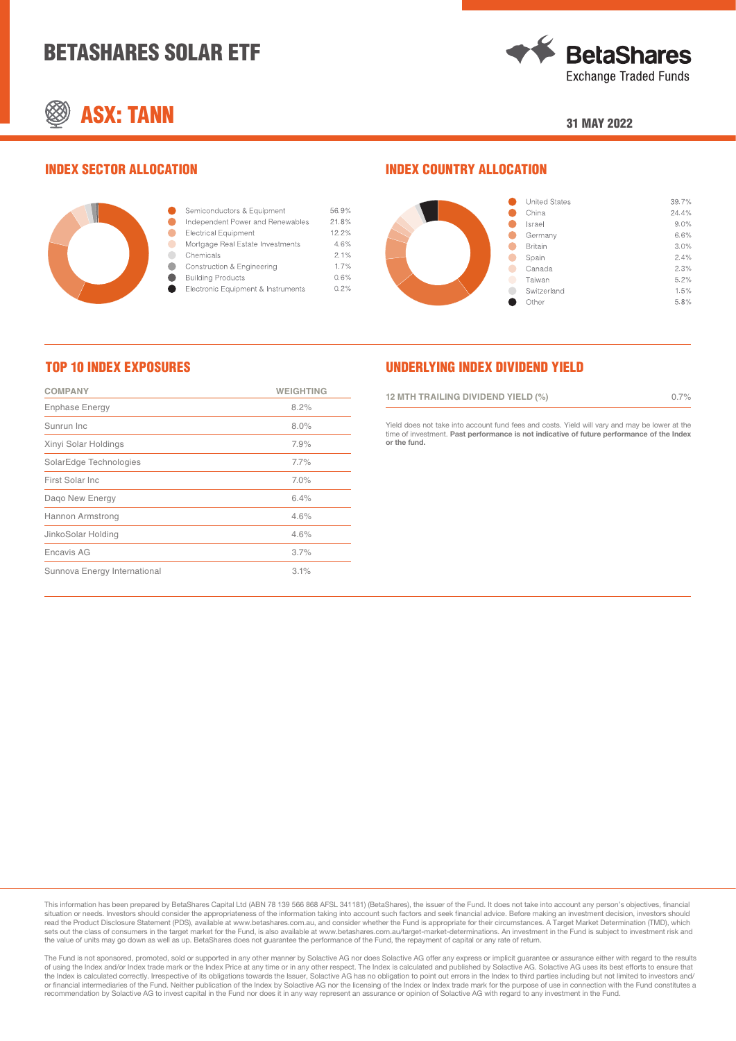# BETASHARES SOLAR ETF

## ASX: TANN

31 MAY 2022

## INDEX SECTOR ALLOCATION

Semiconductors & Equipment 56.9%
Independent Power and Renewables 21.8%
Electrical Equipment 12.2%
Mortgage Real Estate Investments 4.6%
Chemicals 2.1%
Construction & Engineering 1.7%
Building Products 0.6%
Electronic Equipment & Instruments 0.2%

## INDEX COUNTRY ALLOCATION

United States 39.7%
China 24.4%
Israel 9.0%
Germany 6.6%
Britain 3.0%
Spain 2.4%
Canada 2.3%
Taiwan 5.2%
Switzerland 1.5%
Other 5.8%

## TOP 10 INDEX EXPOSURES

| COMPANY | WEIGHTING |
|---|---|
| Enphase Energy | 8.2% |
| Sunrun Inc | 8.0% |
| Xinyi Solar Holdings | 7.9% |
| SolarEdge Technologies | 7.7% |
| First Solar Inc | 7.0% |
| Daqo New Energy | 6.4% |
| Hannon Armstrong | 4.6% |
| JinkoSolar Holding | 4.6% |
| Encavis AG | 3.7% |
| Sunnova Energy International | 3.1% |

## UNDERLYING INDEX DIVIDEND YIELD

| 12 MTH TRAILING DIVIDEND YIELD (%) | 0.7% |
|---|---|

Yield does not take into account fund fees and costs. Yield will vary and may be lower at the time of investment. **Past performance is not indicative of future performance of the Index or the fund.**

This information has been prepared by BetaShares Capital Ltd (ABN 78 139 566 868 AFSL 341181) (BetaShares), the issuer of the Fund. It does not take into account any person's objectives, financial situation or needs. Investors should consider the appropriateness of the information taking into account such factors and seek financial advice. Before making an investment decision, investors should read the Product Disclosure Statement (PDS), available at www.betashares.com.au, and consider whether the Fund is appropriate for their circumstances. A Target Market Determination (TMD), which sets out the class of consumers in the target market for the Fund, is also available at www.betashares.com.au/target-market-determinations. An investment in the Fund is subject to investment risk and the value of units may go down as well as up. BetaShares does not guarantee the performance of the Fund, the repayment of capital or any rate of return.

The Fund is not sponsored, promoted, sold or supported in any other manner by Solactive AG nor does Solactive AG offer any express or implicit guarantee or assurance either with regard to the results of using the Index and/or Index trade mark or the Index Price at any time or in any other respect. The Index is calculated and published by Solactive AG. Solactive AG uses its best efforts to ensure that the Index is calculated correctly. Irrespective of its obligations towards the Issuer, Solactive AG has no obligation to point out errors in the Index to third parties including but not limited to investors and/or financial intermediaries of the Fund. Neither publication of the Index by Solactive AG nor the licensing of the Index or Index trade mark for the purpose of use in connection with the Fund constitutes a recommendation by Solactive AG to invest capital in the Fund nor does it in any way represent an assurance or opinion of Solactive AG with regard to any investment in the Fund.